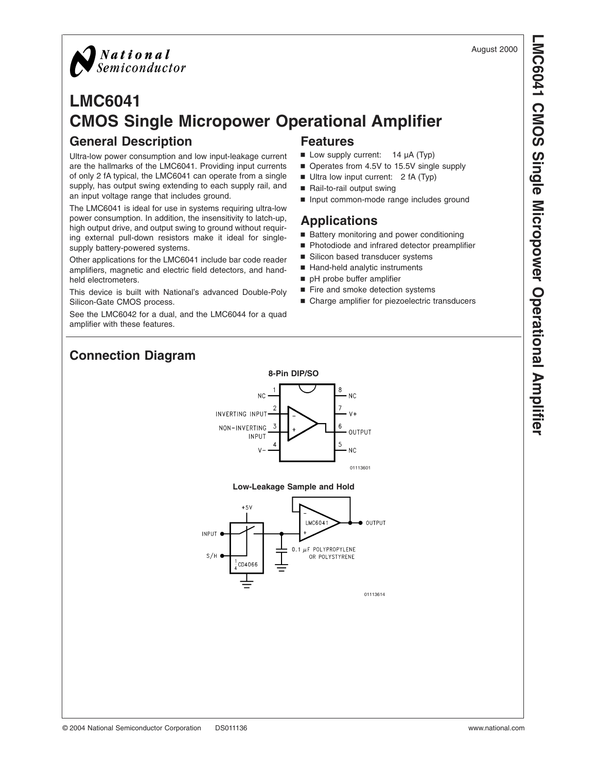August 2000

# LMC6041 CMOS Single Micropower Operational Amplifier

## General Description

Ultra-low power consumption and low input-leakage current are the hallmarks of the LMC6041. Providing input currents of only 2 fA typical, the LMC6041 can operate from a single supply, has output swing extending to each supply rail, and an input voltage range that includes ground.

The LMC6041 is ideal for use in systems requiring ultra-low power consumption. In addition, the insensitivity to latch-up, high output drive, and output swing to ground without requiring external pull-down resistors make it ideal for single-supply battery-powered systems.

Other applications for the LMC6041 include bar code reader amplifiers, magnetic and electric field detectors, and hand-held electrometers.

This device is built with National's advanced Double-Poly Silicon-Gate CMOS process.

See the LMC6042 for a dual, and the LMC6044 for a quad amplifier with these features.

## Features

- Low supply current: 14 µA (Typ)
- Operates from 4.5V to 15.5V single supply
- Ultra low input current: 2 fA (Typ)
- Rail-to-rail output swing
- Input common-mode range includes ground

## Applications

- Battery monitoring and power conditioning
- Photodiode and infrared detector preamplifier
- Silicon based transducer systems
- Hand-held analytic instruments
- pH probe buffer amplifier
- Fire and smoke detection systems
- Charge amplifier for piezoelectric transducers

## Connection Diagram

**8-Pin DIP/SO**

| Pin | Function |
|---|---|
| 1 | NC |
| 2 | INVERTING INPUT |
| 3 | NON-INVERTING INPUT |
| 4 | V− |
| 5 | NC |
| 6 | OUTPUT |
| 7 | V+ |
| 8 | NC |

01113601

**Low-Leakage Sample and Hold**

+5V, INPUT, S/H, 1/4 CD4066, LMC6041, 0.1 µF POLYPROPYLENE OR POLYSTYRENE, OUTPUT

01113614

© 2004 National Semiconductor Corporation DS011136 www.national.com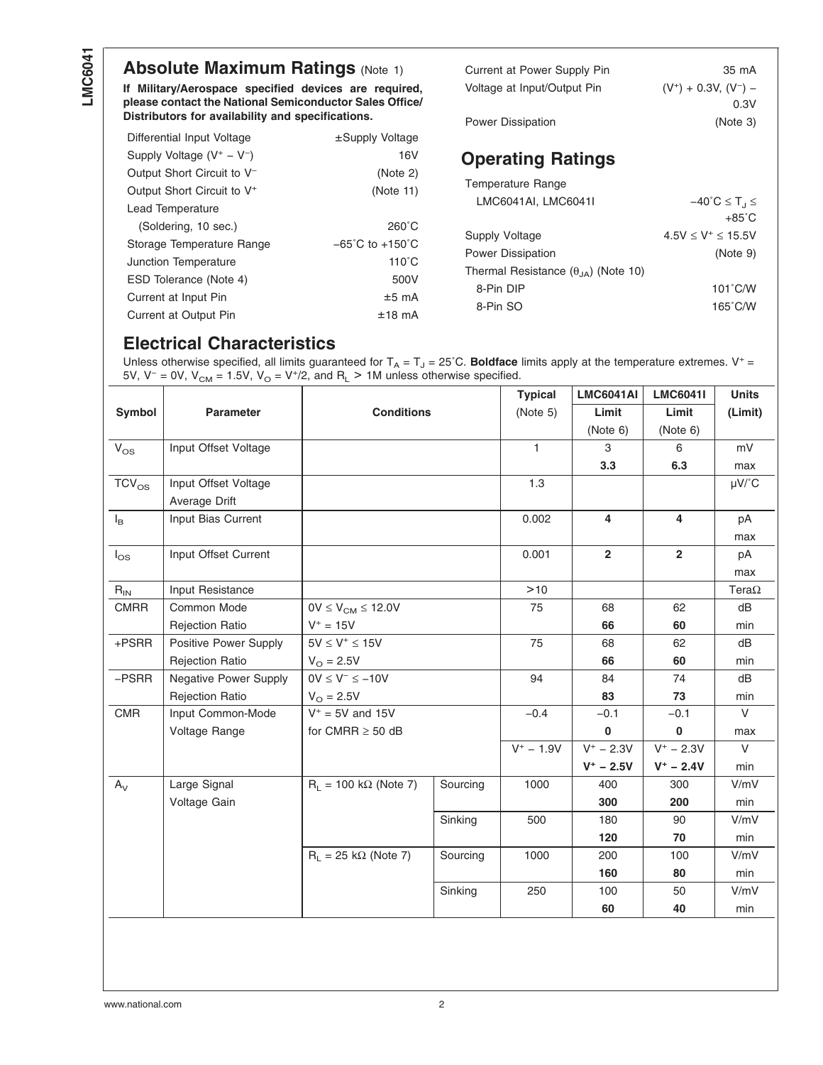## Absolute Maximum Ratings (Note 1)

**If Military/Aerospace specified devices are required, please contact the National Semiconductor Sales Office/ Distributors for availability and specifications.**

| | |
|---|---|
| Differential Input Voltage | ±Supply Voltage |
| Supply Voltage ($V^+ - V^-$) | 16V |
| Output Short Circuit to $V^-$ | (Note 2) |
| Output Short Circuit to $V^+$ | (Note 11) |
| Lead Temperature | |
| (Soldering, 10 sec.) | 260˚C |
| Storage Temperature Range | −65˚C to +150˚C |
| Junction Temperature | 110˚C |
| ESD Tolerance (Note 4) | 500V |
| Current at Input Pin | ±5 mA |
| Current at Output Pin | ±18 mA |
| Current at Power Supply Pin | 35 mA |
| Voltage at Input/Output Pin | $(V^+) + 0.3V$, $(V^-) - 0.3V$ |
| Power Dissipation | (Note 3) |

## Operating Ratings

| | |
|---|---|
| Temperature Range | |
| LMC6041AI, LMC6041I | $-40˚C \leq T_J \leq +85˚C$ |
| Supply Voltage | $4.5V \leq V^+ \leq 15.5V$ |
| Power Dissipation | (Note 9) |
| Thermal Resistance ($\theta_{JA}$) (Note 10) | |
| 8-Pin DIP | 101˚C/W |
| 8-Pin SO | 165˚C/W |

## Electrical Characteristics

Unless otherwise specified, all limits guaranteed for $T_A = T_J = 25˚C$. **Boldface** limits apply at the temperature extremes. $V^+ = 5V$, $V^- = 0V$, $V_{CM} = 1.5V$, $V_O = V^+/2$, and $R_L > 1M$ unless otherwise specified.

| Symbol | Parameter | Conditions | | Typical (Note 5) | LMC6041AI Limit (Note 6) | LMC6041I Limit (Note 6) | Units (Limit) |
|---|---|---|---|---|---|---|---|
| $V_{OS}$ | Input Offset Voltage | | | 1 | 3<br>**3.3** | 6<br>**6.3** | mV<br>max |
| $TCV_{OS}$ | Input Offset Voltage Average Drift | | | 1.3 | | | μV/˚C |
| $I_B$ | Input Bias Current | | | 0.002 | **4** | **4** | pA<br>max |
| $I_{OS}$ | Input Offset Current | | | 0.001 | **2** | **2** | pA<br>max |
| $R_{IN}$ | Input Resistance | | | >10 | | | TeraΩ |
| CMRR | Common Mode Rejection Ratio | $0V \leq V_{CM} \leq 12.0V$<br>$V^+ = 15V$ | | 75 | 68<br>**66** | 62<br>**60** | dB<br>min |
| +PSRR | Positive Power Supply Rejection Ratio | $5V \leq V^+ \leq 15V$<br>$V_O = 2.5V$ | | 75 | 68<br>**66** | 62<br>**60** | dB<br>min |
| −PSRR | Negative Power Supply Rejection Ratio | $0V \leq V^- \leq -10V$<br>$V_O = 2.5V$ | | 94 | 84<br>**83** | 74<br>**73** | dB<br>min |
| CMR | Input Common-Mode Voltage Range | $V^+ = 5V$ and 15V<br>for CMRR ≥ 50 dB | | −0.4 | −0.1<br>**0** | −0.1<br>**0** | V<br>max |
| | | | | $V^+ - 1.9V$ | $V^+ - 2.3V$<br>**$V^+ - 2.5V$** | $V^+ - 2.3V$<br>**$V^+ - 2.4V$** | V<br>min |
| $A_V$ | Large Signal Voltage Gain | $R_L = 100\ k\Omega$ (Note 7) | Sourcing | 1000 | 400<br>**300** | 300<br>**200** | V/mV<br>min |
| | | | Sinking | 500 | 180<br>**120** | 90<br>**70** | V/mV<br>min |
| | | $R_L = 25\ k\Omega$ (Note 7) | Sourcing | 1000 | 200<br>**160** | 100<br>**80** | V/mV<br>min |
| | | | Sinking | 250 | 100<br>**60** | 50<br>**40** | V/mV<br>min |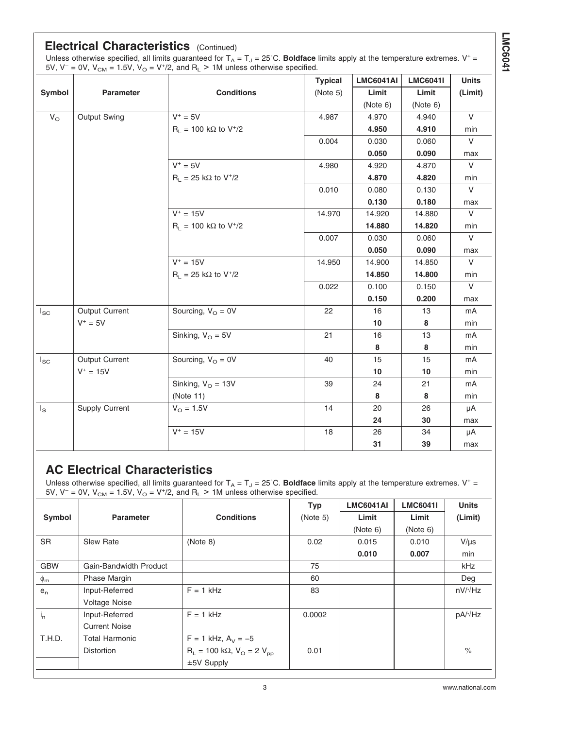## Electrical Characteristics (Continued)

Unless otherwise specified, all limits guaranteed for $T_A = T_J = 25°C$. **Boldface** limits apply at the temperature extremes. $V^+ = 5V$, $V^- = 0V$, $V_{CM} = 1.5V$, $V_O = V^+/2$, and $R_L > 1M$ unless otherwise specified.

| Symbol | Parameter | Conditions | Typical (Note 5) | LMC6041AI Limit (Note 6) | LMC6041I Limit (Note 6) | Units (Limit) |
|---|---|---|---|---|---|---|
| $V_O$ | Output Swing | $V^+ = 5V$ | 4.987 | 4.970 | 4.940 | V |
| | | $R_L = 100\ k\Omega$ to $V^+/2$ | | **4.950** | **4.910** | min |
| | | | 0.004 | 0.030 | 0.060 | V |
| | | | | **0.050** | **0.090** | max |
| | | $V^+ = 5V$ | 4.980 | 4.920 | 4.870 | V |
| | | $R_L = 25\ k\Omega$ to $V^+/2$ | | **4.870** | **4.820** | min |
| | | | 0.010 | 0.080 | 0.130 | V |
| | | | | **0.130** | **0.180** | max |
| | | $V^+ = 15V$ | 14.970 | 14.920 | 14.880 | V |
| | | $R_L = 100\ k\Omega$ to $V^+/2$ | | **14.880** | **14.820** | min |
| | | | 0.007 | 0.030 | 0.060 | V |
| | | | | **0.050** | **0.090** | max |
| | | $V^+ = 15V$ | 14.950 | 14.900 | 14.850 | V |
| | | $R_L = 25\ k\Omega$ to $V^+/2$ | | **14.850** | **14.800** | min |
| | | | 0.022 | 0.100 | 0.150 | V |
| | | | | **0.150** | **0.200** | max |
| $I_{SC}$ | Output Current | Sourcing, $V_O = 0V$ | 22 | 16 | 13 | mA |
| | $V^+ = 5V$ | | | **10** | **8** | min |
| | | Sinking, $V_O = 5V$ | 21 | 16 | 13 | mA |
| | | | | **8** | **8** | min |
| $I_{SC}$ | Output Current | Sourcing, $V_O = 0V$ | 40 | 15 | 15 | mA |
| | $V^+ = 15V$ | | | **10** | **10** | min |
| | | Sinking, $V_O = 13V$ | 39 | 24 | 21 | mA |
| | | (Note 11) | | **8** | **8** | min |
| $I_S$ | Supply Current | $V_O = 1.5V$ | 14 | 20 | 26 | μA |
| | | | | **24** | **30** | max |
| | | $V^+ = 15V$ | 18 | 26 | 34 | μA |
| | | | | **31** | **39** | max |

## AC Electrical Characteristics

Unless otherwise specified, all limits guaranteed for $T_A = T_J = 25°C$. **Boldface** limits apply at the temperature extremes. $V^+ = 5V$, $V^- = 0V$, $V_{CM} = 1.5V$, $V_O = V^+/2$, and $R_L > 1M$ unless otherwise specified.

| Symbol | Parameter | Conditions | Typ (Note 5) | LMC6041AI Limit (Note 6) | LMC6041I Limit (Note 6) | Units (Limit) |
|---|---|---|---|---|---|---|
| SR | Slew Rate | (Note 8) | 0.02 | 0.015 | 0.010 | V/μs |
| | | | | **0.010** | **0.007** | min |
| GBW | Gain-Bandwidth Product | | 75 | | | kHz |
| $\phi_m$ | Phase Margin | | 60 | | | Deg |
| $e_n$ | Input-Referred Voltage Noise | F = 1 kHz | 83 | | | nV/√Hz |
| $i_n$ | Input-Referred Current Noise | F = 1 kHz | 0.0002 | | | pA/√Hz |
| T.H.D. | Total Harmonic Distortion | F = 1 kHz, $A_V = -5$, $R_L = 100\ k\Omega$, $V_O = 2\ V_{pp}$, ±5V Supply | 0.01 | | | % |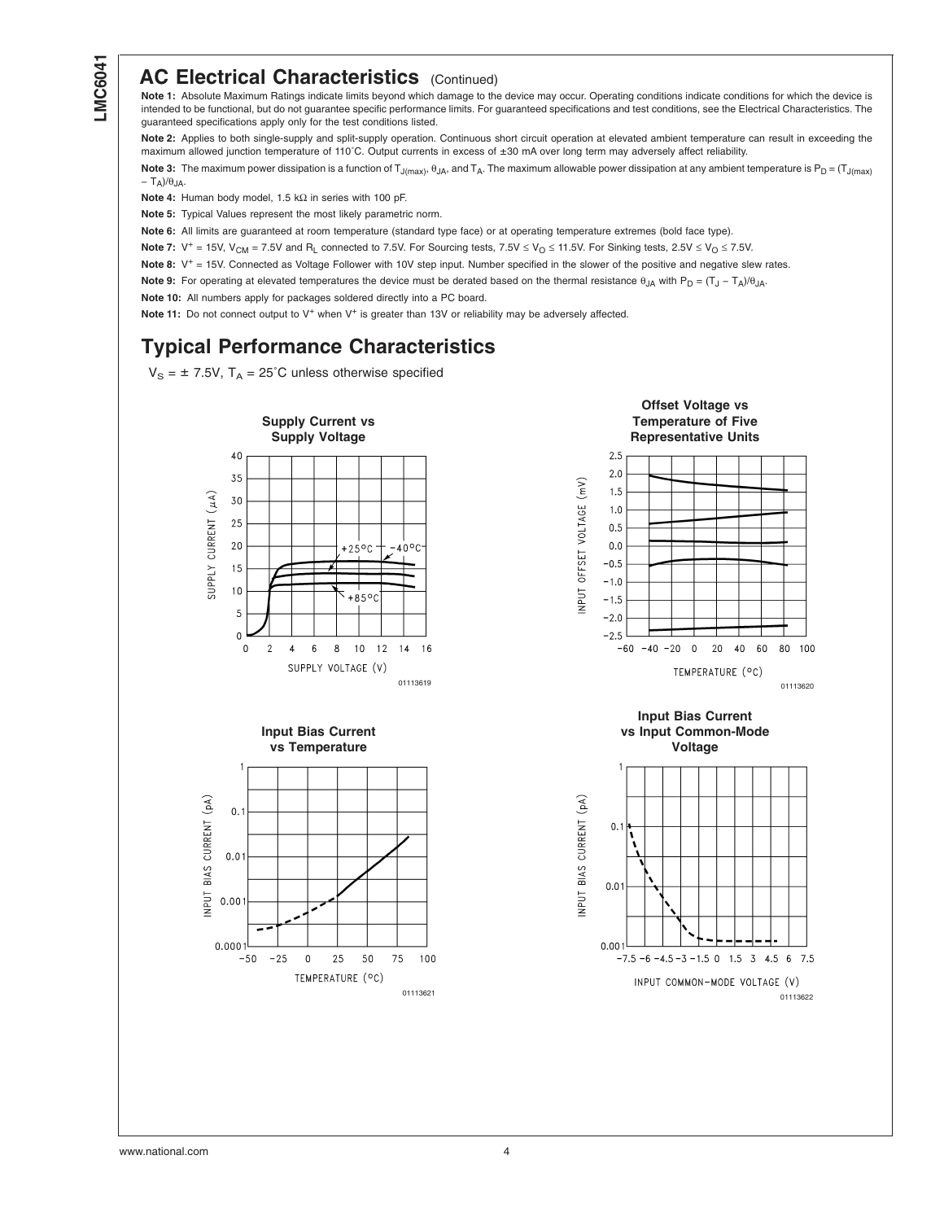## AC Electrical Characteristics (Continued)

**Note 1:** Absolute Maximum Ratings indicate limits beyond which damage to the device may occur. Operating conditions indicate conditions for which the device is intended to be functional, but do not guarantee specific performance limits. For guaranteed specifications and test conditions, see the Electrical Characteristics. The guaranteed specifications apply only for the test conditions listed.

**Note 2:** Applies to both single-supply and split-supply operation. Continuous short circuit operation at elevated ambient temperature can result in exceeding the maximum allowed junction temperature of 110˚C. Output currents in excess of ±30 mA over long term may adversely affect reliability.

**Note 3:** The maximum power dissipation is a function of $T_{J(max)}$, $\theta_{JA}$, and $T_A$. The maximum allowable power dissipation at any ambient temperature is $P_D = (T_{J(max)} - T_A)/\theta_{JA}$.

**Note 4:** Human body model, 1.5 kΩ in series with 100 pF.

**Note 5:** Typical Values represent the most likely parametric norm.

**Note 6:** All limits are guaranteed at room temperature (standard type face) or at operating temperature extremes (bold face type).

**Note 7:** $V^+$ = 15V, $V_{CM}$ = 7.5V and $R_L$ connected to 7.5V. For Sourcing tests, 7.5V ≤ $V_O$ ≤ 11.5V. For Sinking tests, 2.5V ≤ $V_O$ ≤ 7.5V.

**Note 8:** $V^+$ = 15V. Connected as Voltage Follower with 10V step input. Number specified in the slower of the positive and negative slew rates.

**Note 9:** For operating at elevated temperatures the device must be derated based on the thermal resistance $\theta_{JA}$ with $P_D = (T_J - T_A)/\theta_{JA}$.

**Note 10:** All numbers apply for packages soldered directly into a PC board.

**Note 11:** Do not connect output to $V^+$ when $V^+$ is greater than 13V or reliability may be adversely affected.

## Typical Performance Characteristics

$V_S$ = ± 7.5V, $T_A$ = 25˚C unless otherwise specified

**Supply Current vs Supply Voltage**

01113619

**Offset Voltage vs Temperature of Five Representative Units**

01113620

**Input Bias Current vs Temperature**

01113621

**Input Bias Current vs Input Common-Mode Voltage**

01113622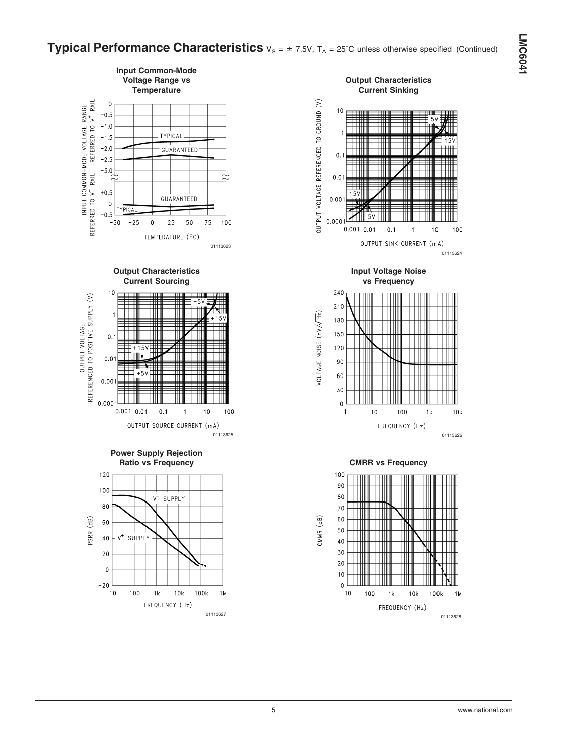## Typical Performance Characteristics $V_S = \pm 7.5V$, $T_A = 25°C$ unless otherwise specified (Continued)

**Input Common-Mode Voltage Range vs Temperature**

01113623

**Output Characteristics Current Sinking**

01113624

**Output Characteristics Current Sourcing**

01113625

**Input Voltage Noise vs Frequency**

01113626

**Power Supply Rejection Ratio vs Frequency**

01113627

**CMRR vs Frequency**

01113628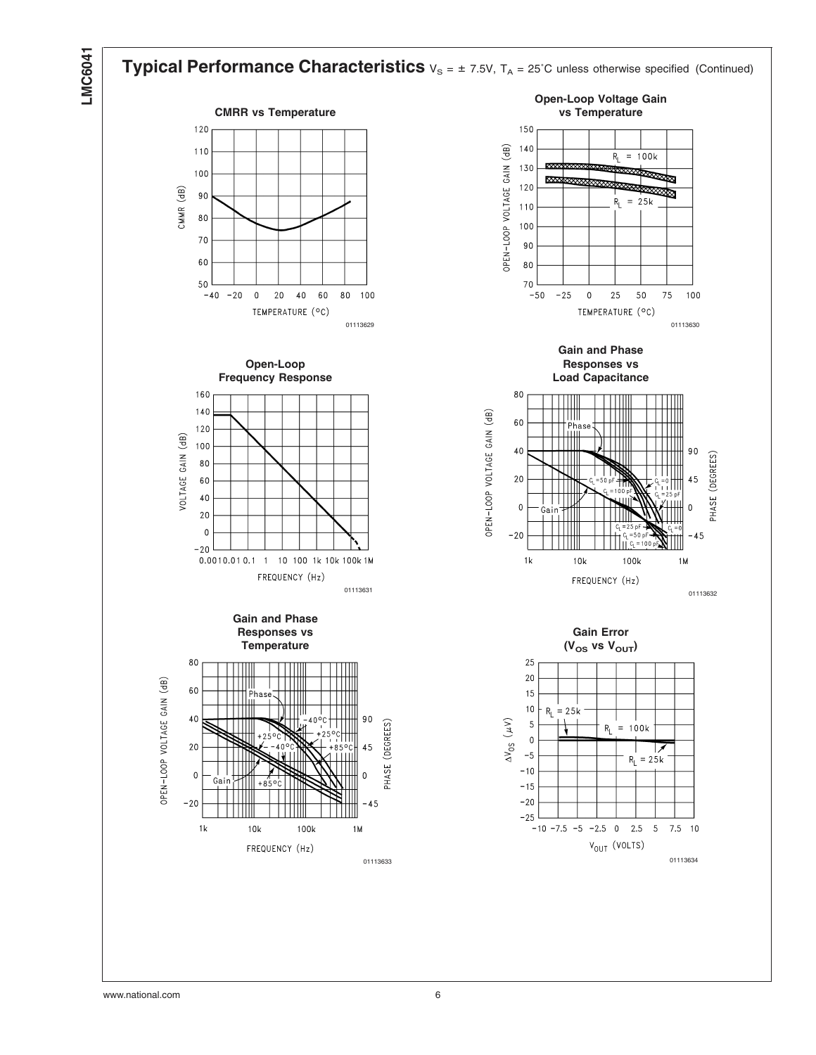## Typical Performance Characteristics $V_S = \pm 7.5V$, $T_A = 25^\circ C$ unless otherwise specified (Continued)

**CMRR vs Temperature**

01113629

**Open-Loop Voltage Gain vs Temperature**

01113630

**Open-Loop Frequency Response**

01113631

**Gain and Phase Responses vs Load Capacitance**

01113632

**Gain and Phase Responses vs Temperature**

01113633

**Gain Error ($V_{OS}$ vs $V_{OUT}$)**

01113634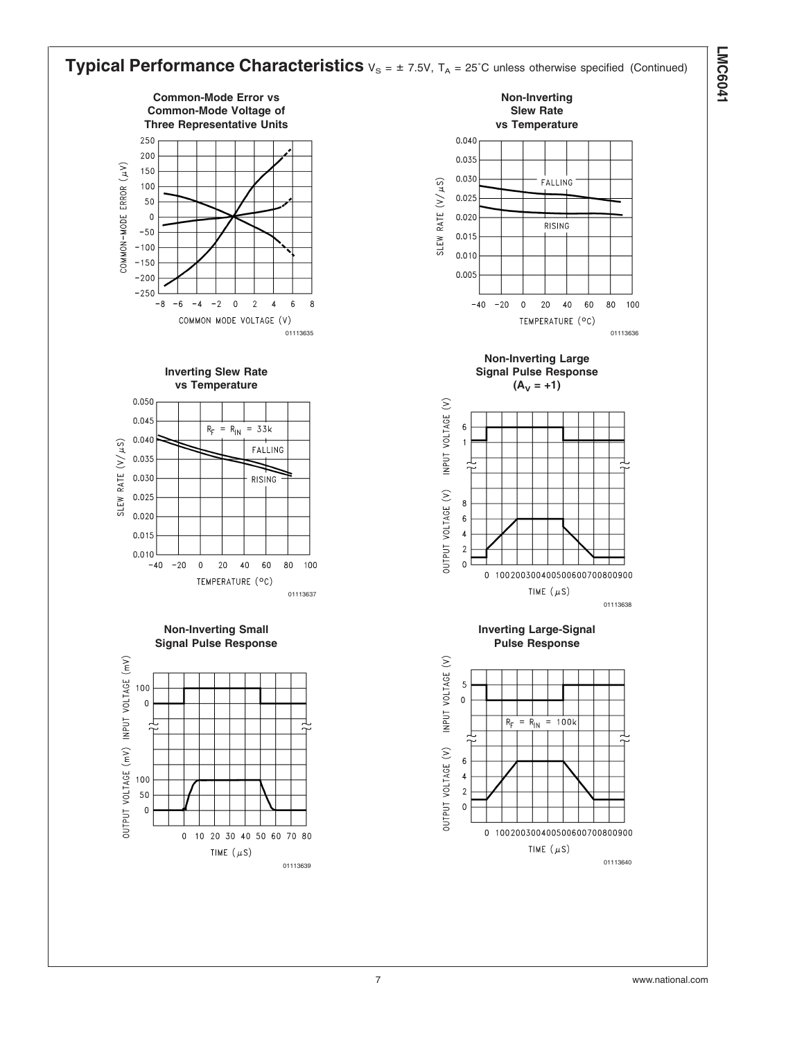## Typical Performance Characteristics $V_S = \pm 7.5V$, $T_A = 25^\circ C$ unless otherwise specified (Continued)

**Common-Mode Error vs Common-Mode Voltage of Three Representative Units**

01113635

**Non-Inverting Slew Rate vs Temperature**

01113636

**Inverting Slew Rate vs Temperature**

01113637

**Non-Inverting Large Signal Pulse Response ($A_V = +1$)**

01113638

**Non-Inverting Small Signal Pulse Response**

01113639

**Inverting Large-Signal Pulse Response**

01113640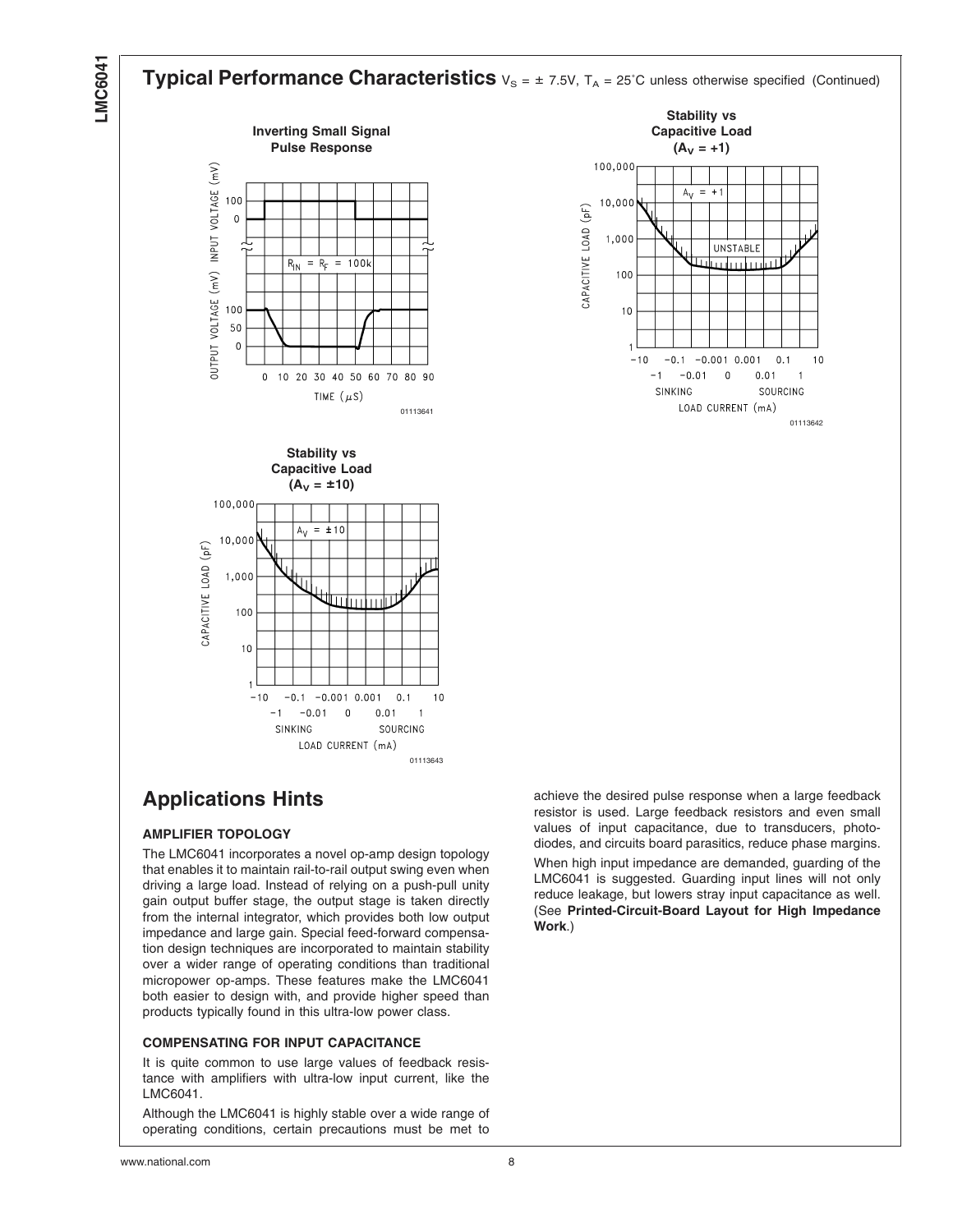## Typical Performance Characteristics $V_S = \pm 7.5V$, $T_A = 25°C$ unless otherwise specified (Continued)

**Inverting Small Signal Pulse Response**

01113641

**Stability vs Capacitive Load ($A_V = +1$)**

01113642

**Stability vs Capacitive Load ($A_V = \pm 10$)**

01113643

## Applications Hints

### AMPLIFIER TOPOLOGY

The LMC6041 incorporates a novel op-amp design topology that enables it to maintain rail-to-rail output swing even when driving a large load. Instead of relying on a push-pull unity gain output buffer stage, the output stage is taken directly from the internal integrator, which provides both low output impedance and large gain. Special feed-forward compensation design techniques are incorporated to maintain stability over a wider range of operating conditions than traditional micropower op-amps. These features make the LMC6041 both easier to design with, and provide higher speed than products typically found in this ultra-low power class.

### COMPENSATING FOR INPUT CAPACITANCE

It is quite common to use large values of feedback resistance with amplifiers with ultra-low input current, like the LMC6041.

Although the LMC6041 is highly stable over a wide range of operating conditions, certain precautions must be met to achieve the desired pulse response when a large feedback resistor is used. Large feedback resistors and even small values of input capacitance, due to transducers, photodiodes, and circuits board parasitics, reduce phase margins.

When high input impedance are demanded, guarding of the LMC6041 is suggested. Guarding input lines will not only reduce leakage, but lowers stray input capacitance as well. (See **Printed-Circuit-Board Layout for High Impedance Work**.)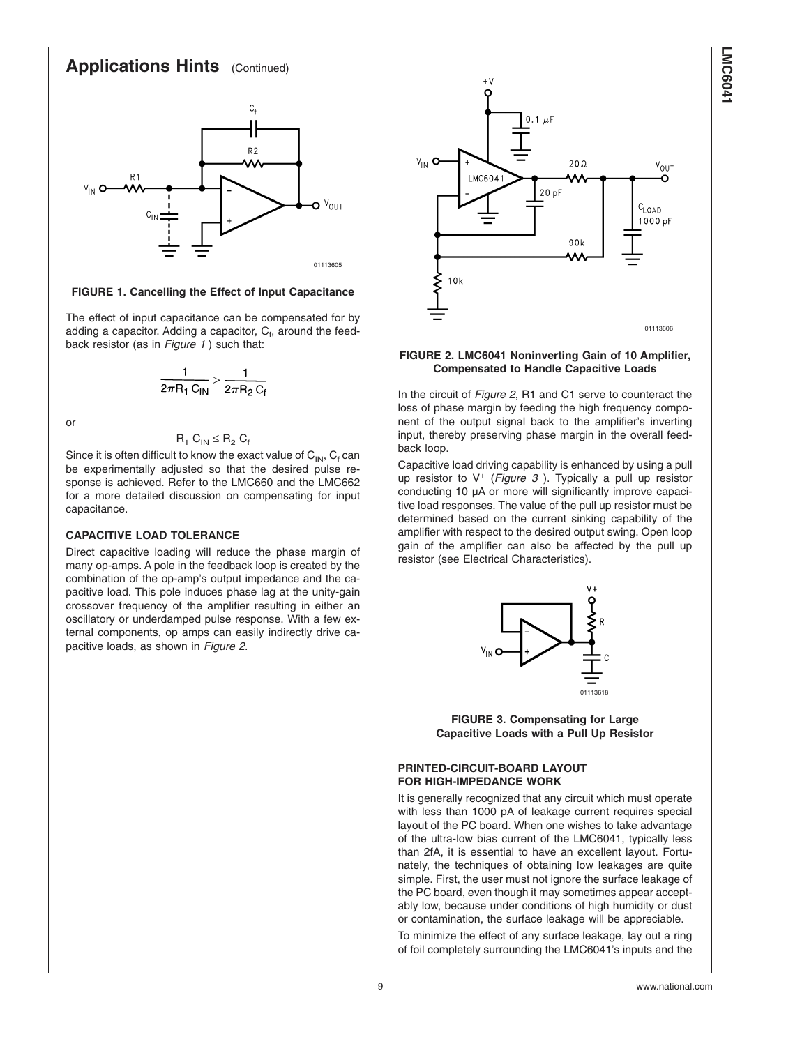## Applications Hints (Continued)

**FIGURE 1. Cancelling the Effect of Input Capacitance**

The effect of input capacitance can be compensated for by adding a capacitor. Adding a capacitor, $C_f$, around the feedback resistor (as in *Figure 1*) such that:

$$\frac{1}{2\pi R_1 C_{IN}} \geq \frac{1}{2\pi R_2 C_f}$$

or

$$R_1 C_{IN} \leq R_2 C_f$$

Since it is often difficult to know the exact value of $C_{IN}$, $C_f$ can be experimentally adjusted so that the desired pulse response is achieved. Refer to the LMC660 and the LMC662 for a more detailed discussion on compensating for input capacitance.

### CAPACITIVE LOAD TOLERANCE

Direct capacitive loading will reduce the phase margin of many op-amps. A pole in the feedback loop is created by the combination of the op-amp's output impedance and the capacitive load. This pole induces phase lag at the unity-gain crossover frequency of the amplifier resulting in either an oscillatory or underdamped pulse response. With a few external components, op amps can easily indirectly drive capacitive loads, as shown in *Figure 2*.

**FIGURE 2. LMC6041 Noninverting Gain of 10 Amplifier, Compensated to Handle Capacitive Loads**

In the circuit of *Figure 2*, R1 and C1 serve to counteract the loss of phase margin by feeding the high frequency component of the output signal back to the amplifier's inverting input, thereby preserving phase margin in the overall feedback loop.

Capacitive load driving capability is enhanced by using a pull up resistor to $V^+$ (*Figure 3*). Typically a pull up resistor conducting 10 µA or more will significantly improve capacitive load responses. The value of the pull up resistor must be determined based on the current sinking capability of the amplifier with respect to the desired output swing. Open loop gain of the amplifier can also be affected by the pull up resistor (see Electrical Characteristics).

**FIGURE 3. Compensating for Large Capacitive Loads with a Pull Up Resistor**

### PRINTED-CIRCUIT-BOARD LAYOUT FOR HIGH-IMPEDANCE WORK

It is generally recognized that any circuit which must operate with less than 1000 pA of leakage current requires special layout of the PC board. When one wishes to take advantage of the ultra-low bias current of the LMC6041, typically less than 2fA, it is essential to have an excellent layout. Fortunately, the techniques of obtaining low leakages are quite simple. First, the user must not ignore the surface leakage of the PC board, even though it may sometimes appear acceptably low, because under conditions of high humidity or dust or contamination, the surface leakage will be appreciable.

To minimize the effect of any surface leakage, lay out a ring of foil completely surrounding the LMC6041's inputs and the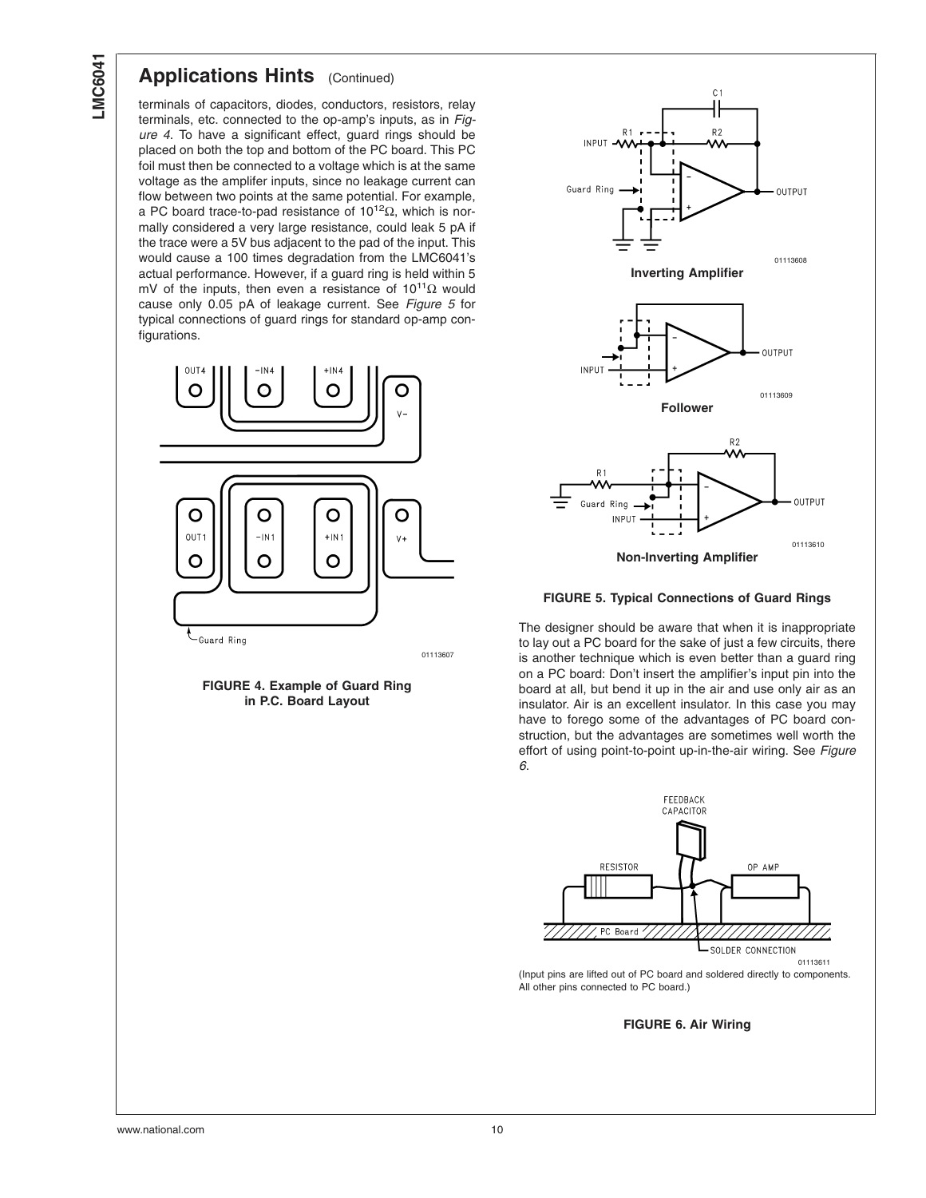## Applications Hints (Continued)

terminals of capacitors, diodes, conductors, resistors, relay terminals, etc. connected to the op-amp's inputs, as in *Figure 4*. To have a significant effect, guard rings should be placed on both the top and bottom of the PC board. This PC foil must then be connected to a voltage which is at the same voltage as the amplifer inputs, since no leakage current can flow between two points at the same potential. For example, a PC board trace-to-pad resistance of $10^{12}\Omega$, which is normally considered a very large resistance, could leak 5 pA if the trace were a 5V bus adjacent to the pad of the input. This would cause a 100 times degradation from the LMC6041's actual performance. However, if a guard ring is held within 5 mV of the inputs, then even a resistance of $10^{11}\Omega$ would cause only 0.05 pA of leakage current. See *Figure 5* for typical connections of guard rings for standard op-amp configurations.

**FIGURE 4. Example of Guard Ring in P.C. Board Layout**

Inverting Amplifier

Follower

Non-Inverting Amplifier

**FIGURE 5. Typical Connections of Guard Rings**

The designer should be aware that when it is inappropriate to lay out a PC board for the sake of just a few circuits, there is another technique which is even better than a guard ring on a PC board: Don't insert the amplifier's input pin into the board at all, but bend it up in the air and use only air as an insulator. Air is an excellent insulator. In this case you may have to forego some of the advantages of PC board construction, but the advantages are sometimes well worth the effort of using point-to-point up-in-the-air wiring. See *Figure 6*.

(Input pins are lifted out of PC board and soldered directly to components. All other pins connected to PC board.)

**FIGURE 6. Air Wiring**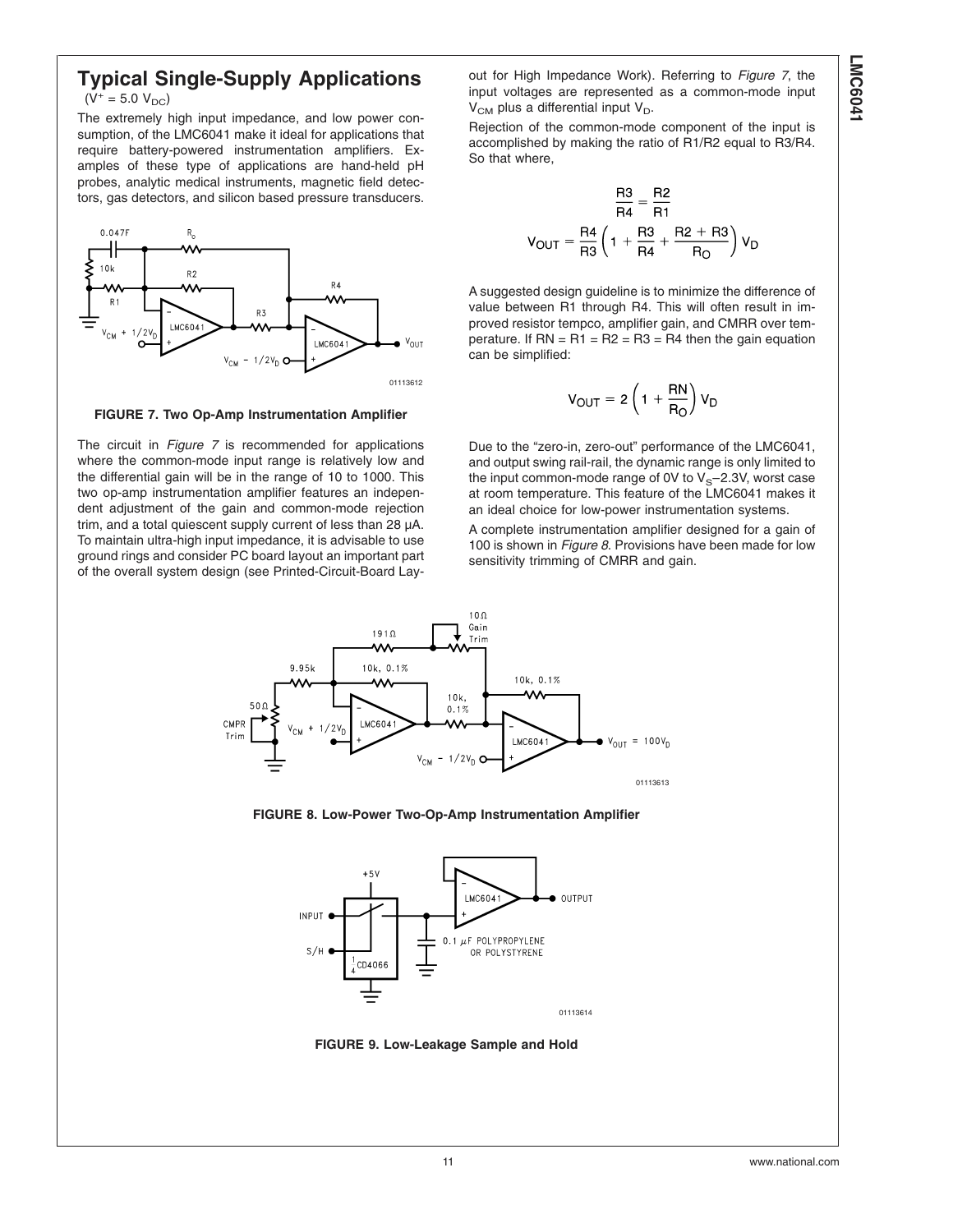## Typical Single-Supply Applications

($V^+ = 5.0\ V_{DC}$)

The extremely high input impedance, and low power consumption, of the LMC6041 make it ideal for applications that require battery-powered instrumentation amplifiers. Examples of these type of applications are hand-held pH probes, analytic medical instruments, magnetic field detectors, gas detectors, and silicon based pressure transducers.

**FIGURE 7. Two Op-Amp Instrumentation Amplifier**

The circuit in *Figure 7* is recommended for applications where the common-mode input range is relatively low and the differential gain will be in the range of 10 to 1000. This two op-amp instrumentation amplifier features an independent adjustment of the gain and common-mode rejection trim, and a total quiescent supply current of less than 28 µA. To maintain ultra-high input impedance, it is advisable to use ground rings and consider PC board layout an important part of the overall system design (see Printed-Circuit-Board Layout for High Impedance Work). Referring to *Figure 7*, the input voltages are represented as a common-mode input $V_{CM}$ plus a differential input $V_D$.

Rejection of the common-mode component of the input is accomplished by making the ratio of R1/R2 equal to R3/R4. So that where,

$$\frac{R3}{R4} = \frac{R2}{R1}$$

$$V_{OUT} = \frac{R4}{R3}\left(1 + \frac{R3}{R4} + \frac{R2 + R3}{R_O}\right) V_D$$

A suggested design guideline is to minimize the difference of value between R1 through R4. This will often result in improved resistor tempco, amplifier gain, and CMRR over temperature. If RN = R1 = R2 = R3 = R4 then the gain equation can be simplified:

$$V_{OUT} = 2\left(1 + \frac{RN}{R_O}\right) V_D$$

Due to the "zero-in, zero-out" performance of the LMC6041, and output swing rail-rail, the dynamic range is only limited to the input common-mode range of 0V to $V_S$–2.3V, worst case at room temperature. This feature of the LMC6041 makes it an ideal choice for low-power instrumentation systems.

A complete instrumentation amplifier designed for a gain of 100 is shown in *Figure 8*. Provisions have been made for low sensitivity trimming of CMRR and gain.

**FIGURE 8. Low-Power Two-Op-Amp Instrumentation Amplifier**

**FIGURE 9. Low-Leakage Sample and Hold**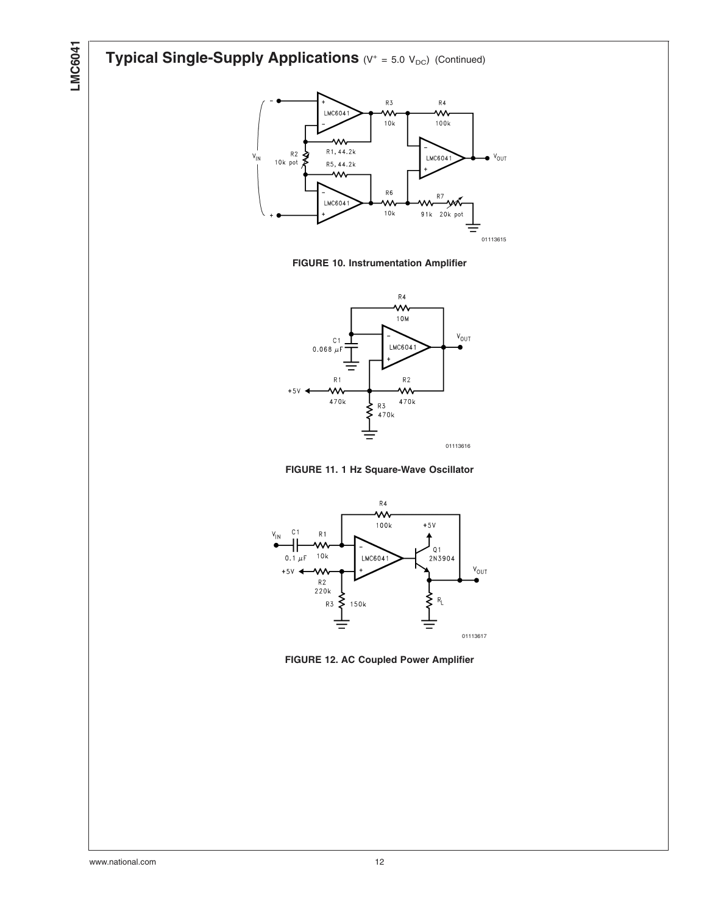## Typical Single-Supply Applications ($V^+ = 5.0\ V_{DC}$) (Continued)

FIGURE 10. Instrumentation Amplifier

FIGURE 11. 1 Hz Square-Wave Oscillator

FIGURE 12. AC Coupled Power Amplifier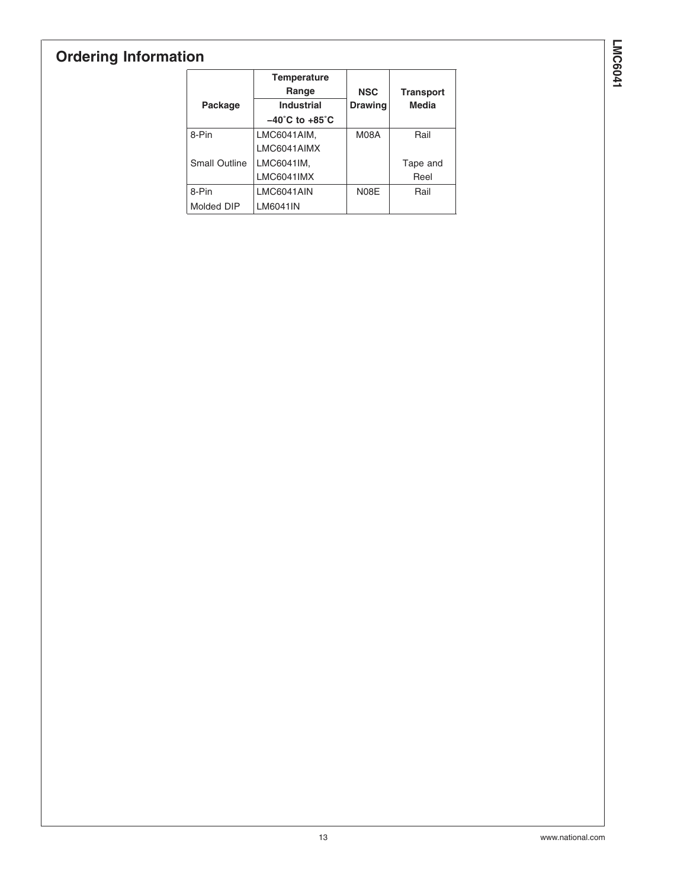## Ordering Information

| Package | Temperature Range Industrial −40˚C to +85˚C | NSC Drawing | Transport Media |
|---|---|---|---|
| 8-Pin Small Outline | LMC6041AIM, LMC6041AIMX LMC6041IM, LMC6041IMX | M08A | Rail Tape and Reel |
| 8-Pin Molded DIP | LMC6041AIN LM6041IN | N08E | Rail |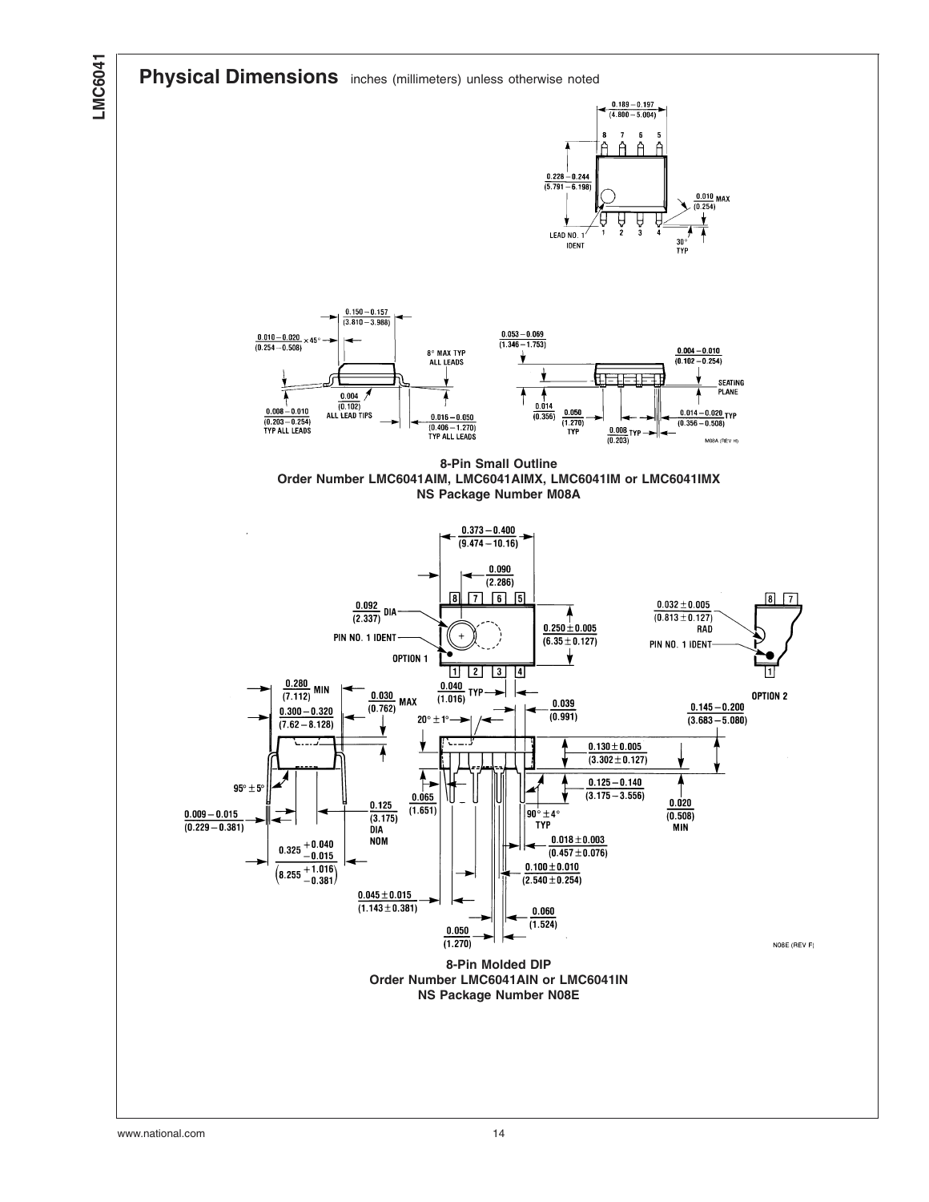## Physical Dimensions inches (millimeters) unless otherwise noted

**8-Pin Small Outline**
**Order Number LMC6041AIM, LMC6041AIMX, LMC6041IM or LMC6041IMX**
**NS Package Number M08A**

**8-Pin Molded DIP**
**Order Number LMC6041AIN or LMC6041IN**
**NS Package Number N08E**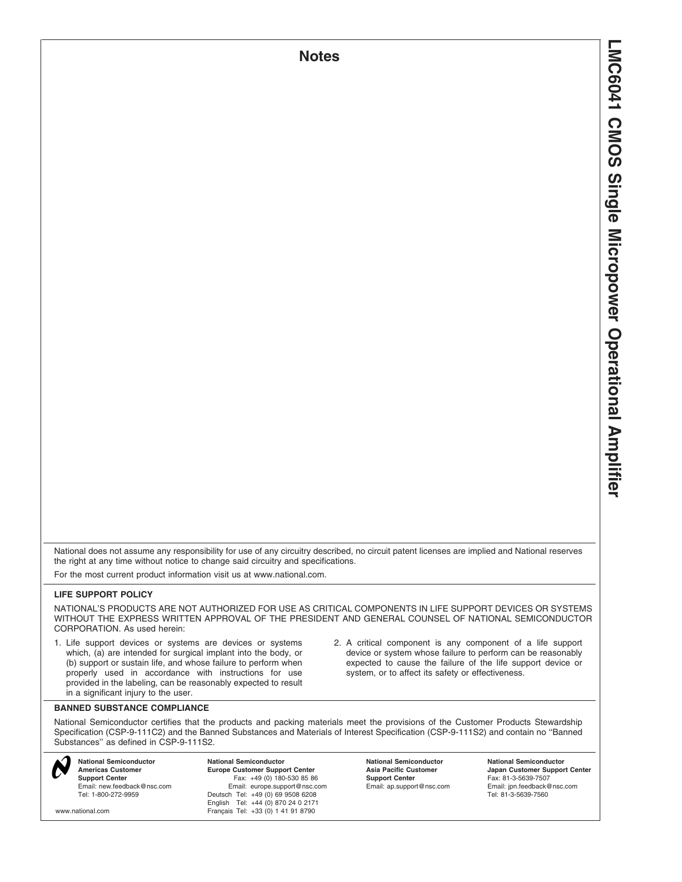## Notes

National does not assume any responsibility for use of any circuitry described, no circuit patent licenses are implied and National reserves the right at any time without notice to change said circuitry and specifications.

For the most current product information visit us at www.national.com.

**LIFE SUPPORT POLICY**

NATIONAL'S PRODUCTS ARE NOT AUTHORIZED FOR USE AS CRITICAL COMPONENTS IN LIFE SUPPORT DEVICES OR SYSTEMS WITHOUT THE EXPRESS WRITTEN APPROVAL OF THE PRESIDENT AND GENERAL COUNSEL OF NATIONAL SEMICONDUCTOR CORPORATION. As used herein:

1. Life support devices or systems are devices or systems which, (a) are intended for surgical implant into the body, or (b) support or sustain life, and whose failure to perform when properly used in accordance with instructions for use provided in the labeling, can be reasonably expected to result in a significant injury to the user.
2. A critical component is any component of a life support device or system whose failure to perform can be reasonably expected to cause the failure of the life support device or system, or to affect its safety or effectiveness.

**BANNED SUBSTANCE COMPLIANCE**

National Semiconductor certifies that the products and packing materials meet the provisions of the Customer Products Stewardship Specification (CSP-9-111C2) and the Banned Substances and Materials of Interest Specification (CSP-9-111S2) and contain no ''Banned Substances'' as defined in CSP-9-111S2.

**National Semiconductor Americas Customer Support Center**
Email: new.feedback@nsc.com
Tel: 1-800-272-9959

**National Semiconductor Europe Customer Support Center**
Fax: +49 (0) 180-530 85 86
Email: europe.support@nsc.com
Deutsch Tel: +49 (0) 69 9508 6208
English Tel: +44 (0) 870 24 0 2171
Français Tel: +33 (0) 1 41 91 8790

**National Semiconductor Asia Pacific Customer Support Center**
Email: ap.support@nsc.com

**National Semiconductor Japan Customer Support Center**
Fax: 81-3-5639-7507
Email: jpn.feedback@nsc.com
Tel: 81-3-5639-7560

www.national.com